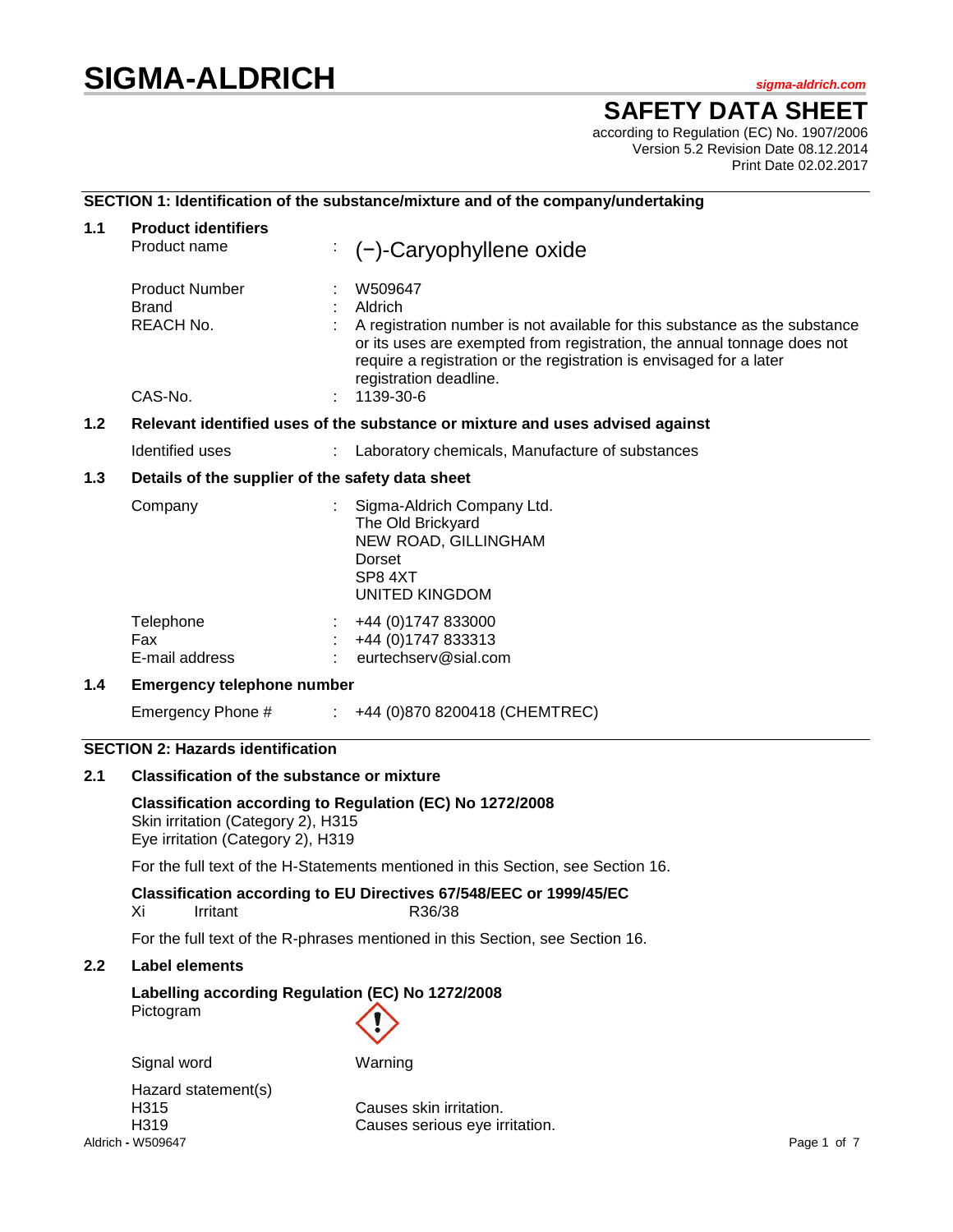# SIGMA-ALDRICH

sigma-aldrich.com

## SAFETY DATA SHEET

according to Regulation (EC) No. 1907/2006
Version 5.2 Revision Date 08.12.2014
Print Date 02.02.2017

### SECTION 1: Identification of the substance/mixture and of the company/undertaking

**1.1 Product identifiers**

| | | |
|---|---|---|
| Product name | : | (−)-Caryophyllene oxide |
| Product Number | : | W509647 |
| Brand | : | Aldrich |
| REACH No. | : | A registration number is not available for this substance as the substance or its uses are exempted from registration, the annual tonnage does not require a registration or the registration is envisaged for a later registration deadline. |
| CAS-No. | : | 1139-30-6 |

**1.2 Relevant identified uses of the substance or mixture and uses advised against**

| | | |
|---|---|---|
| Identified uses | : | Laboratory chemicals, Manufacture of substances |

**1.3 Details of the supplier of the safety data sheet**

| | | |
|---|---|---|
| Company | : | Sigma-Aldrich Company Ltd.<br>The Old Brickyard<br>NEW ROAD, GILLINGHAM<br>Dorset<br>SP8 4XT<br>UNITED KINGDOM |
| Telephone | : | +44 (0)1747 833000 |
| Fax | : | +44 (0)1747 833313 |
| E-mail address | : | eurtechserv@sial.com |

**1.4 Emergency telephone number**

| | | |
|---|---|---|
| Emergency Phone # | : | +44 (0)870 8200418 (CHEMTREC) |

### SECTION 2: Hazards identification

**2.1 Classification of the substance or mixture**

**Classification according to Regulation (EC) No 1272/2008**
Skin irritation (Category 2), H315
Eye irritation (Category 2), H319

For the full text of the H-Statements mentioned in this Section, see Section 16.

**Classification according to EU Directives 67/548/EEC or 1999/45/EC**
Xi Irritant R36/38

For the full text of the R-phrases mentioned in this Section, see Section 16.

**2.2 Label elements**

**Labelling according Regulation (EC) No 1272/2008**

Pictogram

Signal word: Warning

Hazard statement(s)

| | |
|---|---|
| H315 | Causes skin irritation. |
| H319 | Causes serious eye irritation. |

Aldrich - W509647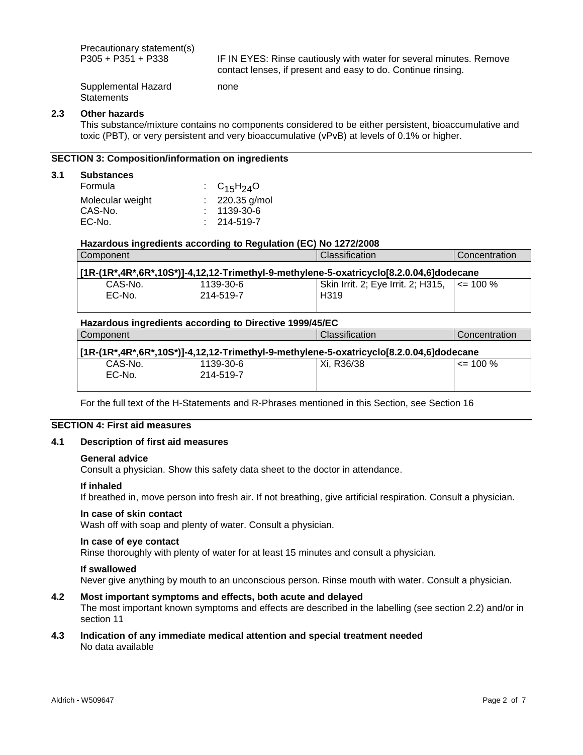Precautionary statement(s)

P305 + P351 + P338 IF IN EYES: Rinse cautiously with water for several minutes. Remove contact lenses, if present and easy to do. Continue rinsing.

Supplemental Hazard Statements none

### 2.3 Other hazards

This substance/mixture contains no components considered to be either persistent, bioaccumulative and toxic (PBT), or very persistent and very bioaccumulative (vPvB) at levels of 0.1% or higher.

## SECTION 3: Composition/information on ingredients

### 3.1 Substances

| | |
|---|---|
| Formula | : $C_{15}H_{24}O$ |
| Molecular weight | : 220.35 g/mol |
| CAS-No. | : 1139-30-6 |
| EC-No. | : 214-519-7 |

**Hazardous ingredients according to Regulation (EC) No 1272/2008**

| Component | | Classification | Concentration |
|---|---|---|---|
| **[1R-(1R*,4R*,6R*,10S*)]-4,12,12-Trimethyl-9-methylene-5-oxatricyclo[8.2.0.04,6]dodecane** | | | |
| CAS-No.<br>EC-No. | 1139-30-6<br>214-519-7 | Skin Irrit. 2; Eye Irrit. 2; H315, H319 | <= 100 % |

**Hazardous ingredients according to Directive 1999/45/EC**

| Component | | Classification | Concentration |
|---|---|---|---|
| **[1R-(1R*,4R*,6R*,10S*)]-4,12,12-Trimethyl-9-methylene-5-oxatricyclo[8.2.0.04,6]dodecane** | | | |
| CAS-No.<br>EC-No. | 1139-30-6<br>214-519-7 | Xi, R36/38 | <= 100 % |

For the full text of the H-Statements and R-Phrases mentioned in this Section, see Section 16

## SECTION 4: First aid measures

### 4.1 Description of first aid measures

**General advice**

Consult a physician. Show this safety data sheet to the doctor in attendance.

**If inhaled**

If breathed in, move person into fresh air. If not breathing, give artificial respiration. Consult a physician.

**In case of skin contact**

Wash off with soap and plenty of water. Consult a physician.

**In case of eye contact**

Rinse thoroughly with plenty of water for at least 15 minutes and consult a physician.

**If swallowed**

Never give anything by mouth to an unconscious person. Rinse mouth with water. Consult a physician.

### 4.2 Most important symptoms and effects, both acute and delayed

The most important known symptoms and effects are described in the labelling (see section 2.2) and/or in section 11

### 4.3 Indication of any immediate medical attention and special treatment needed

No data available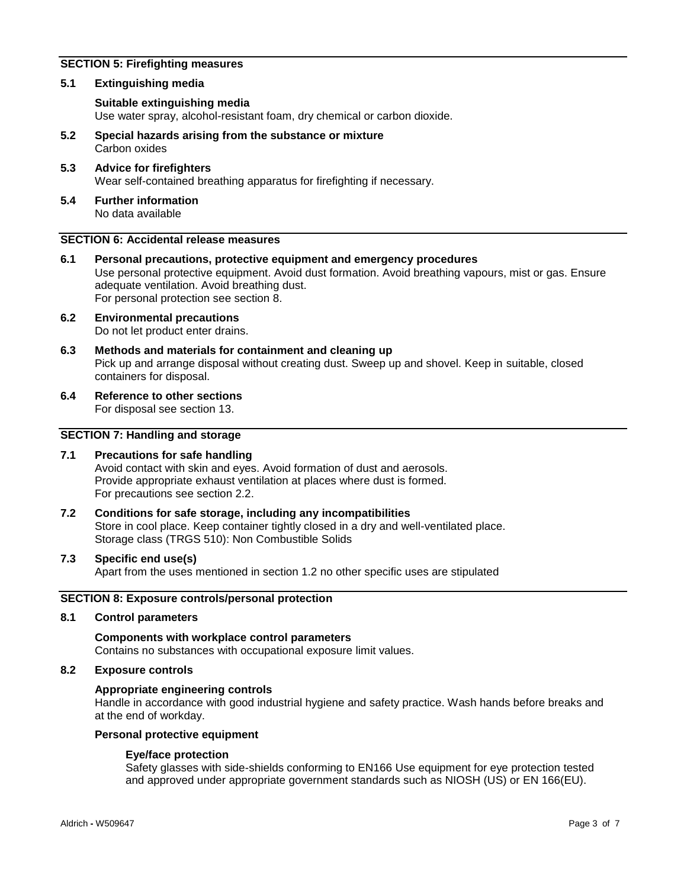## SECTION 5: Firefighting measures

### 5.1 Extinguishing media

**Suitable extinguishing media**
Use water spray, alcohol-resistant foam, dry chemical or carbon dioxide.

### 5.2 Special hazards arising from the substance or mixture
Carbon oxides

### 5.3 Advice for firefighters
Wear self-contained breathing apparatus for firefighting if necessary.

### 5.4 Further information
No data available

## SECTION 6: Accidental release measures

### 6.1 Personal precautions, protective equipment and emergency procedures
Use personal protective equipment. Avoid dust formation. Avoid breathing vapours, mist or gas. Ensure adequate ventilation. Avoid breathing dust.
For personal protection see section 8.

### 6.2 Environmental precautions
Do not let product enter drains.

### 6.3 Methods and materials for containment and cleaning up
Pick up and arrange disposal without creating dust. Sweep up and shovel. Keep in suitable, closed containers for disposal.

### 6.4 Reference to other sections
For disposal see section 13.

## SECTION 7: Handling and storage

### 7.1 Precautions for safe handling
Avoid contact with skin and eyes. Avoid formation of dust and aerosols.
Provide appropriate exhaust ventilation at places where dust is formed.
For precautions see section 2.2.

### 7.2 Conditions for safe storage, including any incompatibilities
Store in cool place. Keep container tightly closed in a dry and well-ventilated place.
Storage class (TRGS 510): Non Combustible Solids

### 7.3 Specific end use(s)
Apart from the uses mentioned in section 1.2 no other specific uses are stipulated

## SECTION 8: Exposure controls/personal protection

### 8.1 Control parameters

**Components with workplace control parameters**
Contains no substances with occupational exposure limit values.

### 8.2 Exposure controls

**Appropriate engineering controls**
Handle in accordance with good industrial hygiene and safety practice. Wash hands before breaks and at the end of workday.

**Personal protective equipment**

**Eye/face protection**
Safety glasses with side-shields conforming to EN166 Use equipment for eye protection tested and approved under appropriate government standards such as NIOSH (US) or EN 166(EU).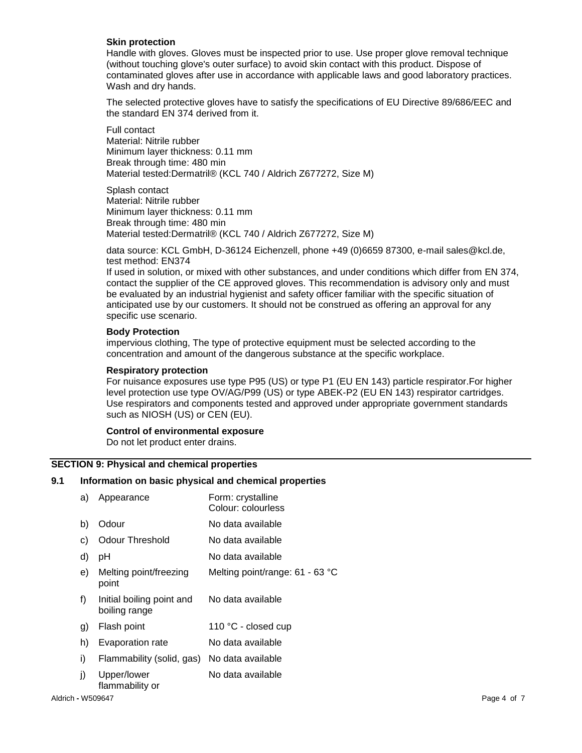**Skin protection**

Handle with gloves. Gloves must be inspected prior to use. Use proper glove removal technique (without touching glove's outer surface) to avoid skin contact with this product. Dispose of contaminated gloves after use in accordance with applicable laws and good laboratory practices. Wash and dry hands.

The selected protective gloves have to satisfy the specifications of EU Directive 89/686/EEC and the standard EN 374 derived from it.

Full contact
Material: Nitrile rubber
Minimum layer thickness: 0.11 mm
Break through time: 480 min
Material tested:Dermatril® (KCL 740 / Aldrich Z677272, Size M)

Splash contact
Material: Nitrile rubber
Minimum layer thickness: 0.11 mm
Break through time: 480 min
Material tested:Dermatril® (KCL 740 / Aldrich Z677272, Size M)

data source: KCL GmbH, D-36124 Eichenzell, phone +49 (0)6659 87300, e-mail sales@kcl.de, test method: EN374
If used in solution, or mixed with other substances, and under conditions which differ from EN 374, contact the supplier of the CE approved gloves. This recommendation is advisory only and must be evaluated by an industrial hygienist and safety officer familiar with the specific situation of anticipated use by our customers. It should not be construed as offering an approval for any specific use scenario.

**Body Protection**

impervious clothing, The type of protective equipment must be selected according to the concentration and amount of the dangerous substance at the specific workplace.

**Respiratory protection**

For nuisance exposures use type P95 (US) or type P1 (EU EN 143) particle respirator.For higher level protection use type OV/AG/P99 (US) or type ABEK-P2 (EU EN 143) respirator cartridges. Use respirators and components tested and approved under appropriate government standards such as NIOSH (US) or CEN (EU).

**Control of environmental exposure**

Do not let product enter drains.

## SECTION 9: Physical and chemical properties

### 9.1 Information on basic physical and chemical properties

| | | |
|---|---|---|
| a) | Appearance | Form: crystalline<br>Colour: colourless |
| b) | Odour | No data available |
| c) | Odour Threshold | No data available |
| d) | pH | No data available |
| e) | Melting point/freezing point | Melting point/range: 61 - 63 °C |
| f) | Initial boiling point and boiling range | No data available |
| g) | Flash point | 110 °C - closed cup |
| h) | Evaporation rate | No data available |
| i) | Flammability (solid, gas) | No data available |
| j) | Upper/lower flammability or | No data available |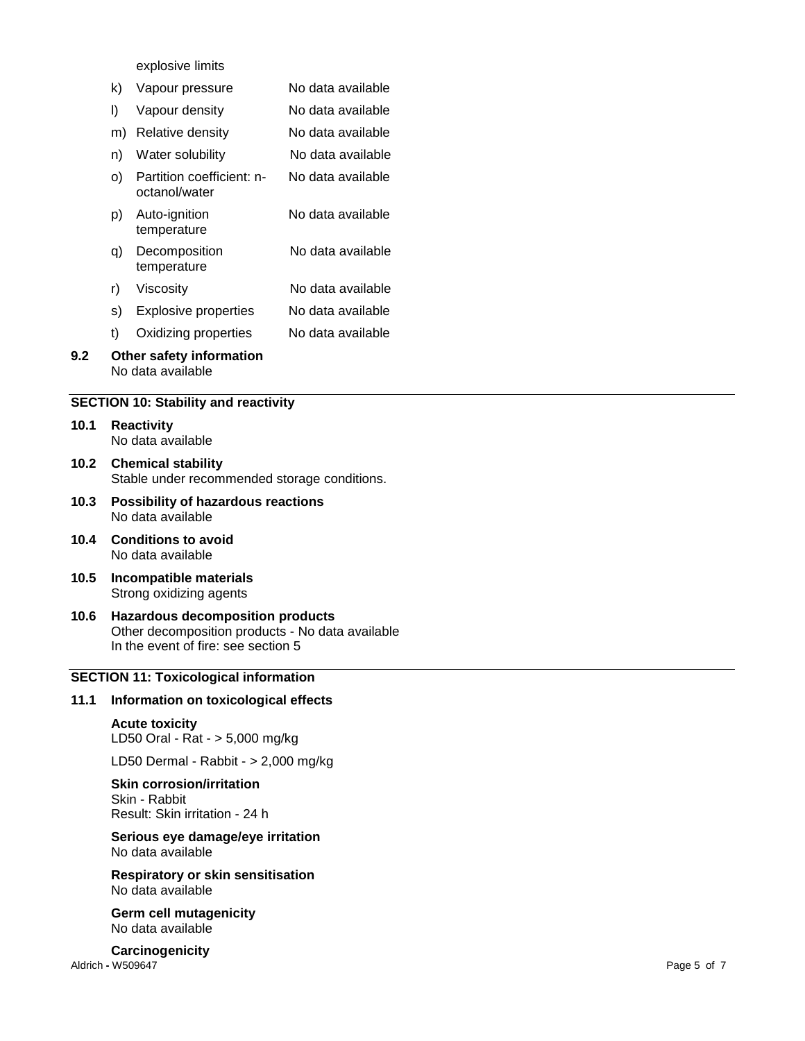| | | |
|---|---|---|
| | explosive limits | |
| k) | Vapour pressure | No data available |
| l) | Vapour density | No data available |
| m) | Relative density | No data available |
| n) | Water solubility | No data available |
| o) | Partition coefficient: n-octanol/water | No data available |
| p) | Auto-ignition temperature | No data available |
| q) | Decomposition temperature | No data available |
| r) | Viscosity | No data available |
| s) | Explosive properties | No data available |
| t) | Oxidizing properties | No data available |

**9.2 Other safety information**
No data available

## SECTION 10: Stability and reactivity

**10.1 Reactivity**
No data available

**10.2 Chemical stability**
Stable under recommended storage conditions.

**10.3 Possibility of hazardous reactions**
No data available

**10.4 Conditions to avoid**
No data available

**10.5 Incompatible materials**
Strong oxidizing agents

**10.6 Hazardous decomposition products**
Other decomposition products - No data available
In the event of fire: see section 5

## SECTION 11: Toxicological information

**11.1 Information on toxicological effects**

**Acute toxicity**
LD50 Oral - Rat - > 5,000 mg/kg

LD50 Dermal - Rabbit - > 2,000 mg/kg

**Skin corrosion/irritation**
Skin - Rabbit
Result: Skin irritation - 24 h

**Serious eye damage/eye irritation**
No data available

**Respiratory or skin sensitisation**
No data available

**Germ cell mutagenicity**
No data available

**Carcinogenicity**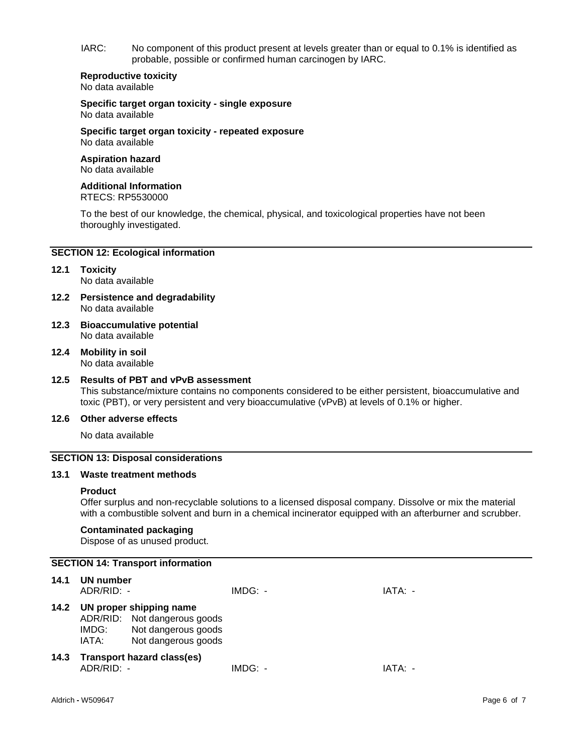IARC: No component of this product present at levels greater than or equal to 0.1% is identified as probable, possible or confirmed human carcinogen by IARC.

**Reproductive toxicity**
No data available

**Specific target organ toxicity - single exposure**
No data available

**Specific target organ toxicity - repeated exposure**
No data available

**Aspiration hazard**
No data available

**Additional Information**
RTECS: RP5530000

To the best of our knowledge, the chemical, physical, and toxicological properties have not been thoroughly investigated.

## SECTION 12: Ecological information

**12.1 Toxicity**
No data available

**12.2 Persistence and degradability**
No data available

**12.3 Bioaccumulative potential**
No data available

**12.4 Mobility in soil**
No data available

**12.5 Results of PBT and vPvB assessment**
This substance/mixture contains no components considered to be either persistent, bioaccumulative and toxic (PBT), or very persistent and very bioaccumulative (vPvB) at levels of 0.1% or higher.

**12.6 Other adverse effects**

No data available

## SECTION 13: Disposal considerations

**13.1 Waste treatment methods**

**Product**
Offer surplus and non-recyclable solutions to a licensed disposal company. Dissolve or mix the material with a combustible solvent and burn in a chemical incinerator equipped with an afterburner and scrubber.

**Contaminated packaging**
Dispose of as unused product.

## SECTION 14: Transport information

**14.1 UN number**
ADR/RID: - IMDG: - IATA: -

**14.2 UN proper shipping name**
ADR/RID: Not dangerous goods
IMDG: Not dangerous goods
IATA: Not dangerous goods

**14.3 Transport hazard class(es)**
ADR/RID: - IMDG: - IATA: -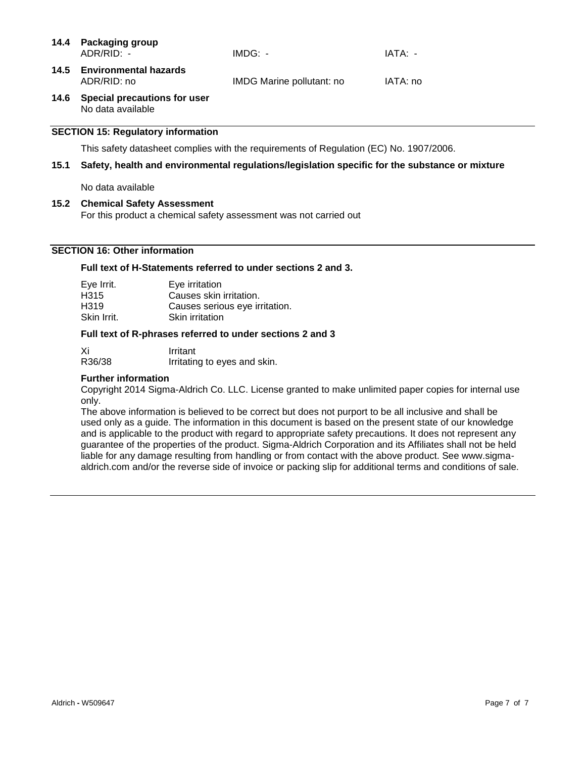**14.4 Packaging group**

| | | |
|---|---|---|
| ADR/RID: - | IMDG: - | IATA: - |

**14.5 Environmental hazards**

| | | |
|---|---|---|
| ADR/RID: no | IMDG Marine pollutant: no | IATA: no |

**14.6 Special precautions for user**

No data available

## SECTION 15: Regulatory information

This safety datasheet complies with the requirements of Regulation (EC) No. 1907/2006.

**15.1 Safety, health and environmental regulations/legislation specific for the substance or mixture**

No data available

**15.2 Chemical Safety Assessment**

For this product a chemical safety assessment was not carried out

## SECTION 16: Other information

**Full text of H-Statements referred to under sections 2 and 3.**

| | |
|---|---|
| Eye Irrit. | Eye irritation |
| H315 | Causes skin irritation. |
| H319 | Causes serious eye irritation. |
| Skin Irrit. | Skin irritation |

**Full text of R-phrases referred to under sections 2 and 3**

| | |
|---|---|
| Xi | Irritant |
| R36/38 | Irritating to eyes and skin. |

**Further information**

Copyright 2014 Sigma-Aldrich Co. LLC. License granted to make unlimited paper copies for internal use only.

The above information is believed to be correct but does not purport to be all inclusive and shall be used only as a guide. The information in this document is based on the present state of our knowledge and is applicable to the product with regard to appropriate safety precautions. It does not represent any guarantee of the properties of the product. Sigma-Aldrich Corporation and its Affiliates shall not be held liable for any damage resulting from handling or from contact with the above product. See www.sigma-aldrich.com and/or the reverse side of invoice or packing slip for additional terms and conditions of sale.